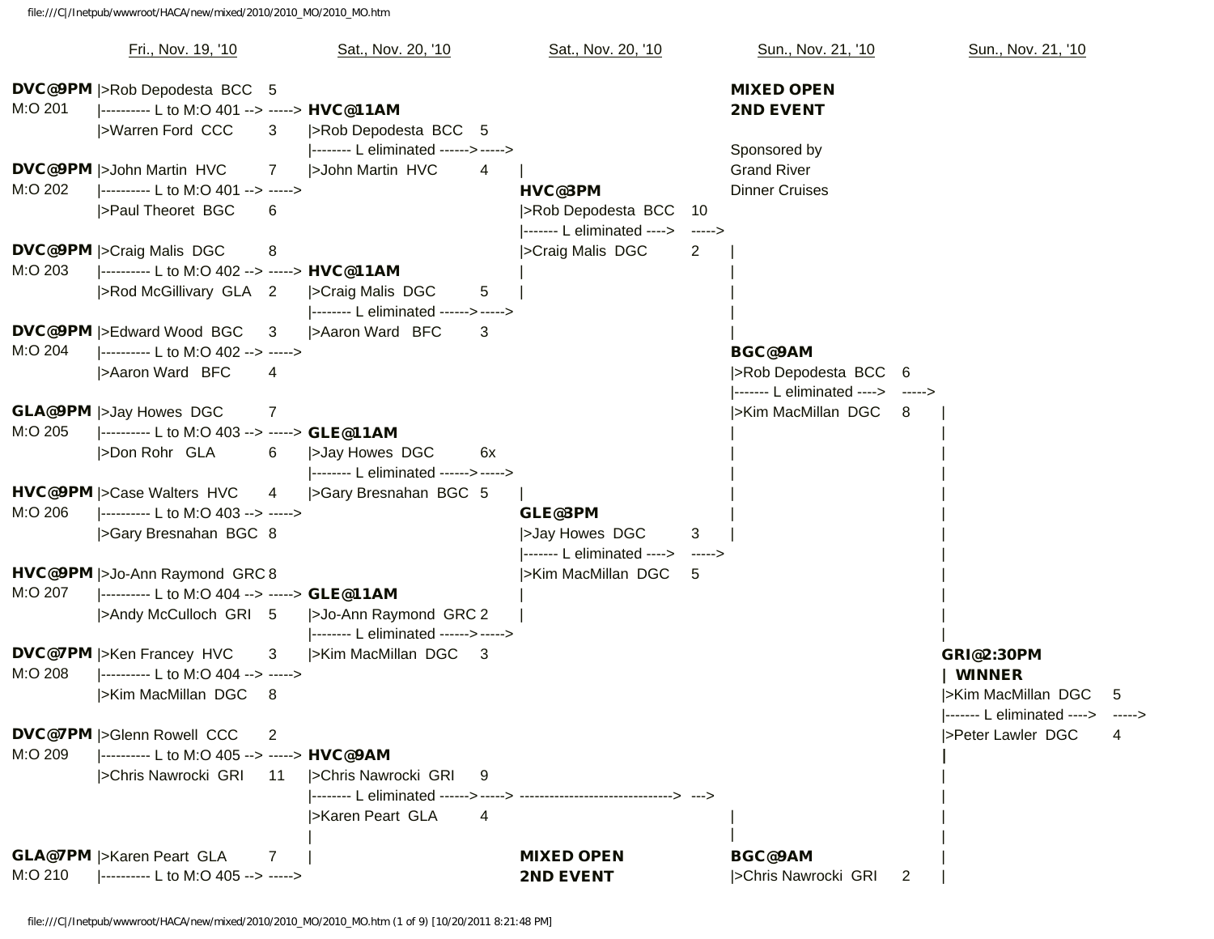| Fri., Nov. 19, '10 | | Sat., Nov. 20, '10 | | Sat., Nov. 20, '10 | | Sun., Nov. 21, '10 | | Sun., Nov. 21, '10 | |
|---|---|---|---|---|---|---|---|---|---|

**MIXED OPEN 2ND EVENT**

Sponsored by Grand River Dinner Cruises

## Friday, Nov. 19, '10

| Game | Time | Player | Score | Loser |
|---|---|---|---|---|
| M:O 201 | DVC@9PM | Rob Depodesta BCC | 5 | L to M:O 401 |
| | | Warren Ford CCC | 3 | |
| M:O 202 | DVC@9PM | John Martin HVC | 7 | L to M:O 401 |
| | | Paul Theoret BGC | 6 | |
| M:O 203 | DVC@9PM | Craig Malis DGC | 8 | L to M:O 402 |
| | | Rod McGillivary GLA | 2 | |
| M:O 204 | DVC@9PM | Edward Wood BGC | 3 | L to M:O 402 |
| | | Aaron Ward BFC | 4 | |
| M:O 205 | GLA@9PM | Jay Howes DGC | 7 | L to M:O 403 |
| | | Don Rohr GLA | 6 | |
| M:O 206 | HVC@9PM | Case Walters HVC | 4 | L to M:O 403 |
| | | Gary Bresnahan BGC | 8 | |
| M:O 207 | HVC@9PM | Jo-Ann Raymond GRC | 8 | L to M:O 404 |
| | | Andy McCulloch GRI | 5 | |
| M:O 208 | DVC@7PM | Ken Francey HVC | 3 | L to M:O 404 |
| | | Kim MacMillan DGC | 8 | |
| M:O 209 | DVC@7PM | Glenn Rowell CCC | 2 | L to M:O 405 |
| | | Chris Nawrocki GRI | 11 | |
| M:O 210 | GLA@7PM | Karen Peart GLA | 7 | L to M:O 405 |

## Saturday, Nov. 20, '10

| Time | Player | Score | Loser |
|---|---|---|---|
| HVC@11AM | Rob Depodesta BCC | 5 | L eliminated |
| | John Martin HVC | 4 | |
| HVC@11AM | Craig Malis DGC | 5 | L eliminated |
| | Aaron Ward BFC | 3 | |
| GLE@11AM | Jay Howes DGC | 6x | L eliminated |
| | Gary Bresnahan BGC | 5 | |
| GLE@11AM | Jo-Ann Raymond GRC | 2 | L eliminated |
| | Kim MacMillan DGC | 3 | |
| HVC@9AM | Chris Nawrocki GRI | 9 | L eliminated |
| | Karen Peart GLA | 4 | |

| Time | Player | Score | Loser |
|---|---|---|---|
| HVC@3PM | Rob Depodesta BCC | 10 | L eliminated |
| | Craig Malis DGC | 2 | |
| GLE@3PM | Jay Howes DGC | 3 | L eliminated |
| | Kim MacMillan DGC | 5 | |

**MIXED OPEN 2ND EVENT**

## Sunday, Nov. 21, '10

| Time | Player | Score | Loser |
|---|---|---|---|
| BGC@9AM | Rob Depodesta BCC | 6 | L eliminated |
| | Kim MacMillan DGC | 8 | |
| BGC@9AM | Chris Nawrocki GRI | 2 | |

| Time | Player | Score | Loser |
|---|---|---|---|
| GRI@2:30PM WINNER | Kim MacMillan DGC | 5 | L eliminated |
| | Peter Lawler DGC | 4 | |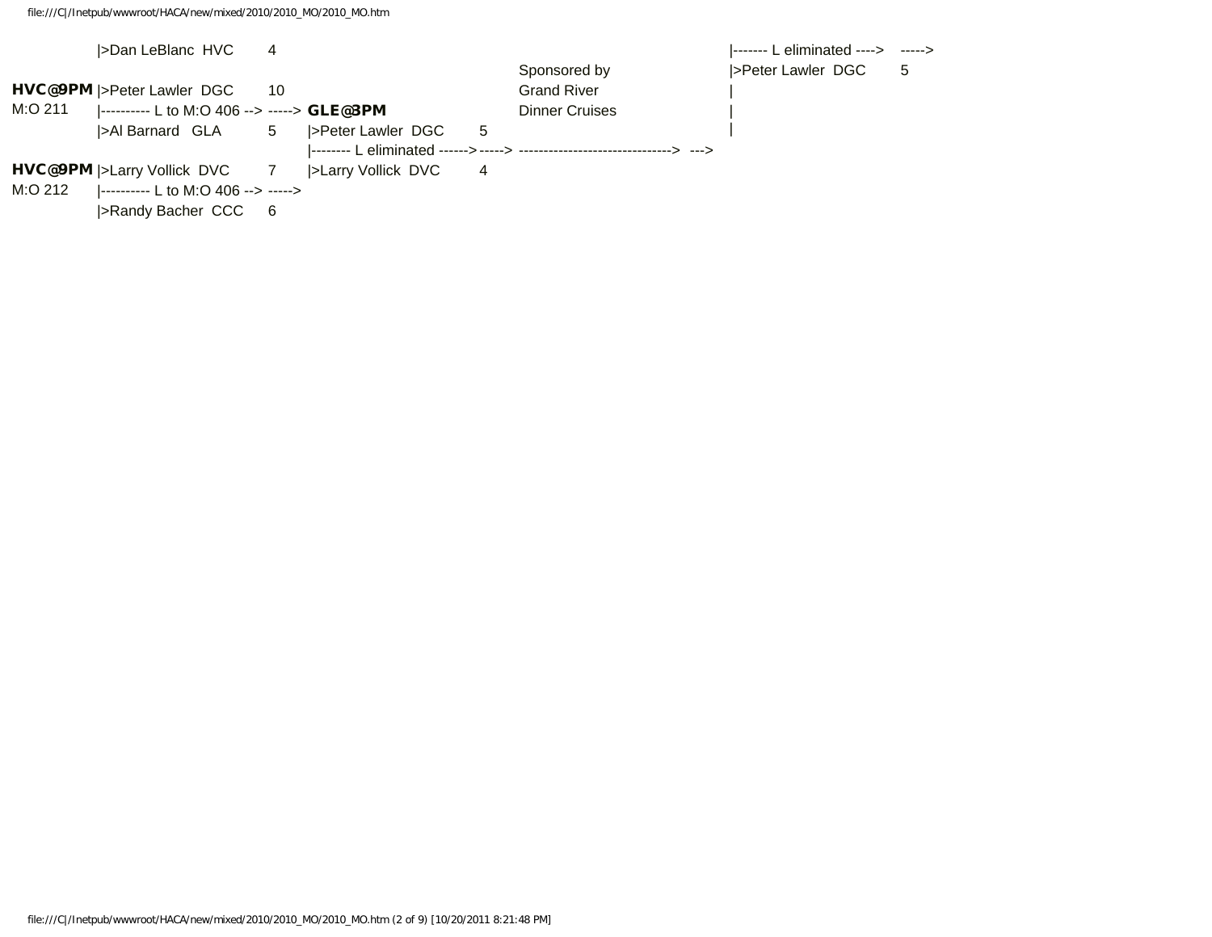|>Dan LeBlanc HVC 4

**HVC@9PM** |>Peter Lawler DGC 10
M:O 211 |---------- L to M:O 406 --> ----->

|>Al Barnard GLA 5

**HVC@9PM** |>Larry Vollick DVC 7
M:O 212 |---------- L to M:O 406 --> ----->

|>Randy Bacher CCC 6

**GLE@3PM**
|>Peter Lawler DGC 5
|-------- L eliminated ------>-----> ------------------------------> --->
|>Larry Vollick DVC 4

Sponsored by
Grand River
Dinner Cruises

|------- L eliminated ----> ----->
|>Peter Lawler DGC 5
|
|
|